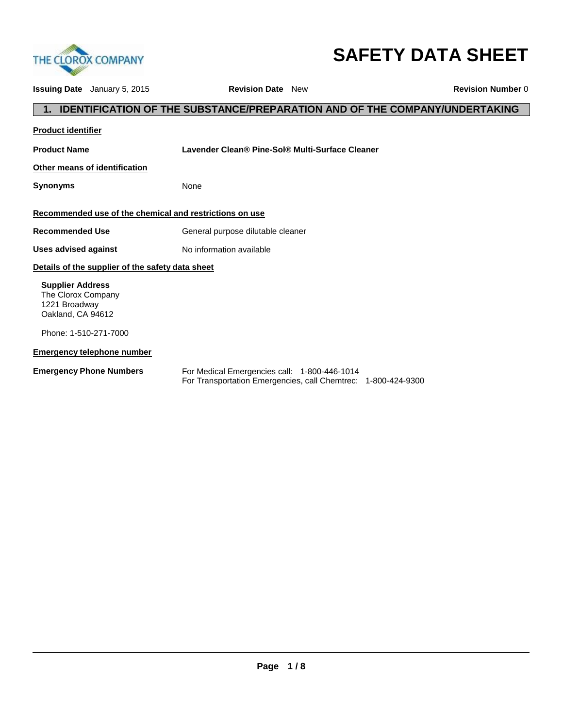THE CLOROX COMPANY

# SAFETY DATA SHEET

**Issuing Date** January 5, 2015 **Revision Date** New **Revision Number** 0

## 1. IDENTIFICATION OF THE SUBSTANCE/PREPARATION AND OF THE COMPANY/UNDERTAKING

**Product identifier**

**Product Name** **Lavender Clean® Pine-Sol® Multi-Surface Cleaner**

**Other means of identification**

**Synonyms** None

**Recommended use of the chemical and restrictions on use**

**Recommended Use** General purpose dilutable cleaner

**Uses advised against** No information available

**Details of the supplier of the safety data sheet**

**Supplier Address**
The Clorox Company
1221 Broadway
Oakland, CA 94612

Phone: 1-510-271-7000

**Emergency telephone number**

**Emergency Phone Numbers** For Medical Emergencies call: 1-800-446-1014
For Transportation Emergencies, call Chemtrec: 1-800-424-9300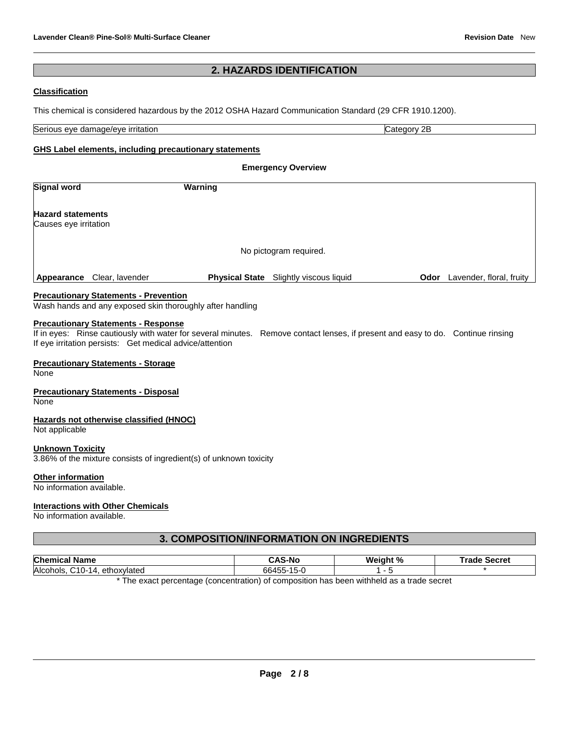## 2. HAZARDS IDENTIFICATION

### Classification

This chemical is considered hazardous by the 2012 OSHA Hazard Communication Standard (29 CFR 1910.1200).

| Serious eye damage/eye irritation | Category 2B |
|---|---|

### GHS Label elements, including precautionary statements

**Emergency Overview**

**Signal word** **Warning**

**Hazard statements**
Causes eye irritation

No pictogram required.

| **Appearance** Clear, lavender | **Physical State** Slightly viscous liquid | **Odor** Lavender, floral, fruity |
|---|---|---|

**Precautionary Statements - Prevention**
Wash hands and any exposed skin thoroughly after handling

**Precautionary Statements - Response**
If in eyes: Rinse cautiously with water for several minutes. Remove contact lenses, if present and easy to do. Continue rinsing
If eye irritation persists: Get medical advice/attention

**Precautionary Statements - Storage**
None

**Precautionary Statements - Disposal**
None

**Hazards not otherwise classified (HNOC)**
Not applicable

**Unknown Toxicity**
3.86% of the mixture consists of ingredient(s) of unknown toxicity

**Other information**
No information available.

**Interactions with Other Chemicals**
No information available.

## 3. COMPOSITION/INFORMATION ON INGREDIENTS

| Chemical Name | CAS-No | Weight % | Trade Secret |
|---|---|---|---|
| Alcohols, C10-14, ethoxylated | 66455-15-0 | 1 - 5 | * |

* The exact percentage (concentration) of composition has been withheld as a trade secret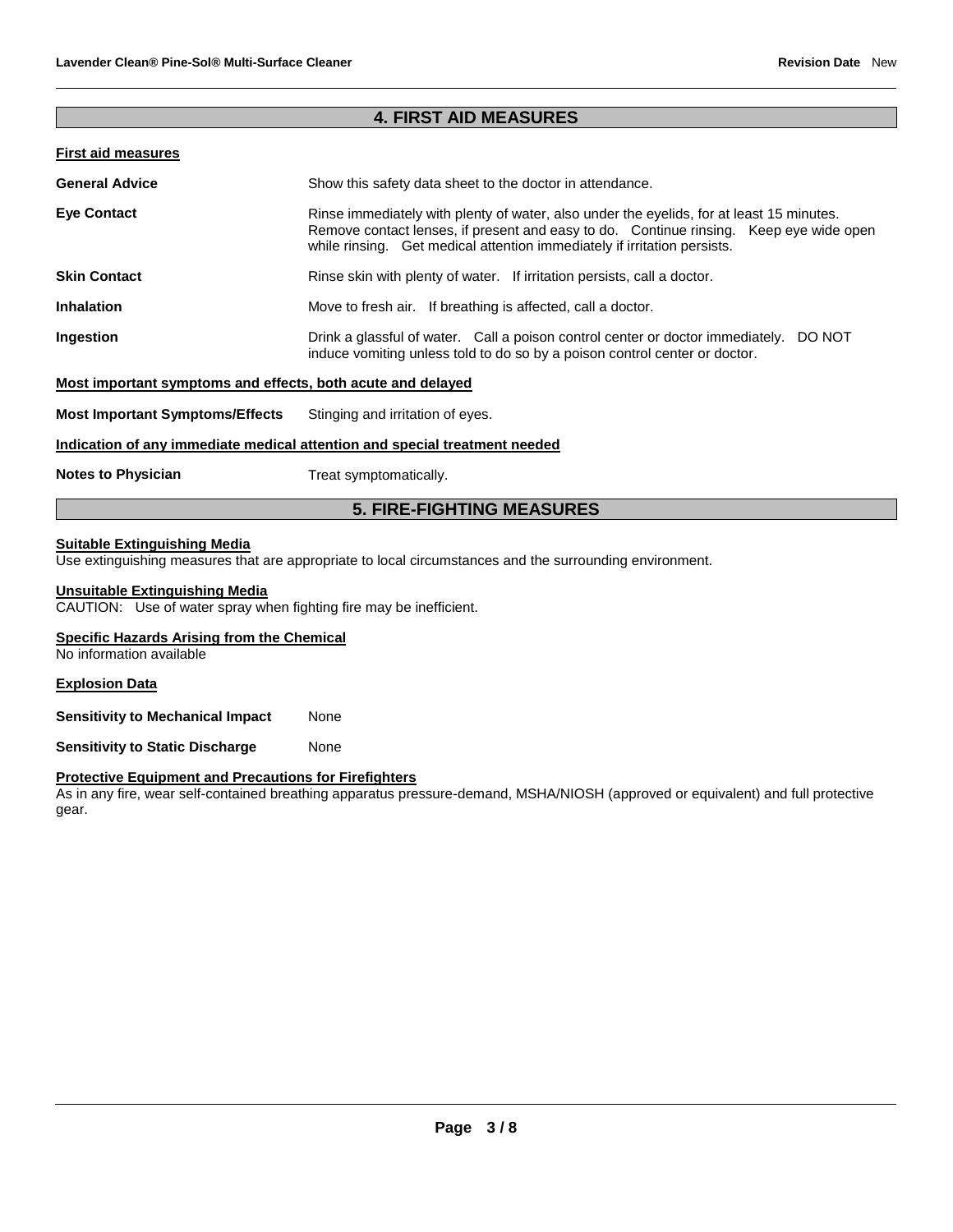## 4. FIRST AID MEASURES

**First aid measures**

**General Advice** Show this safety data sheet to the doctor in attendance.

**Eye Contact** Rinse immediately with plenty of water, also under the eyelids, for at least 15 minutes. Remove contact lenses, if present and easy to do. Continue rinsing. Keep eye wide open while rinsing. Get medical attention immediately if irritation persists.

**Skin Contact** Rinse skin with plenty of water. If irritation persists, call a doctor.

**Inhalation** Move to fresh air. If breathing is affected, call a doctor.

**Ingestion** Drink a glassful of water. Call a poison control center or doctor immediately. DO NOT induce vomiting unless told to do so by a poison control center or doctor.

**Most important symptoms and effects, both acute and delayed**

**Most Important Symptoms/Effects** Stinging and irritation of eyes.

**Indication of any immediate medical attention and special treatment needed**

**Notes to Physician** Treat symptomatically.

## 5. FIRE-FIGHTING MEASURES

**Suitable Extinguishing Media**

Use extinguishing measures that are appropriate to local circumstances and the surrounding environment.

**Unsuitable Extinguishing Media**

CAUTION: Use of water spray when fighting fire may be inefficient.

**Specific Hazards Arising from the Chemical**

No information available

**Explosion Data**

**Sensitivity to Mechanical Impact** None

**Sensitivity to Static Discharge** None

**Protective Equipment and Precautions for Firefighters**

As in any fire, wear self-contained breathing apparatus pressure-demand, MSHA/NIOSH (approved or equivalent) and full protective gear.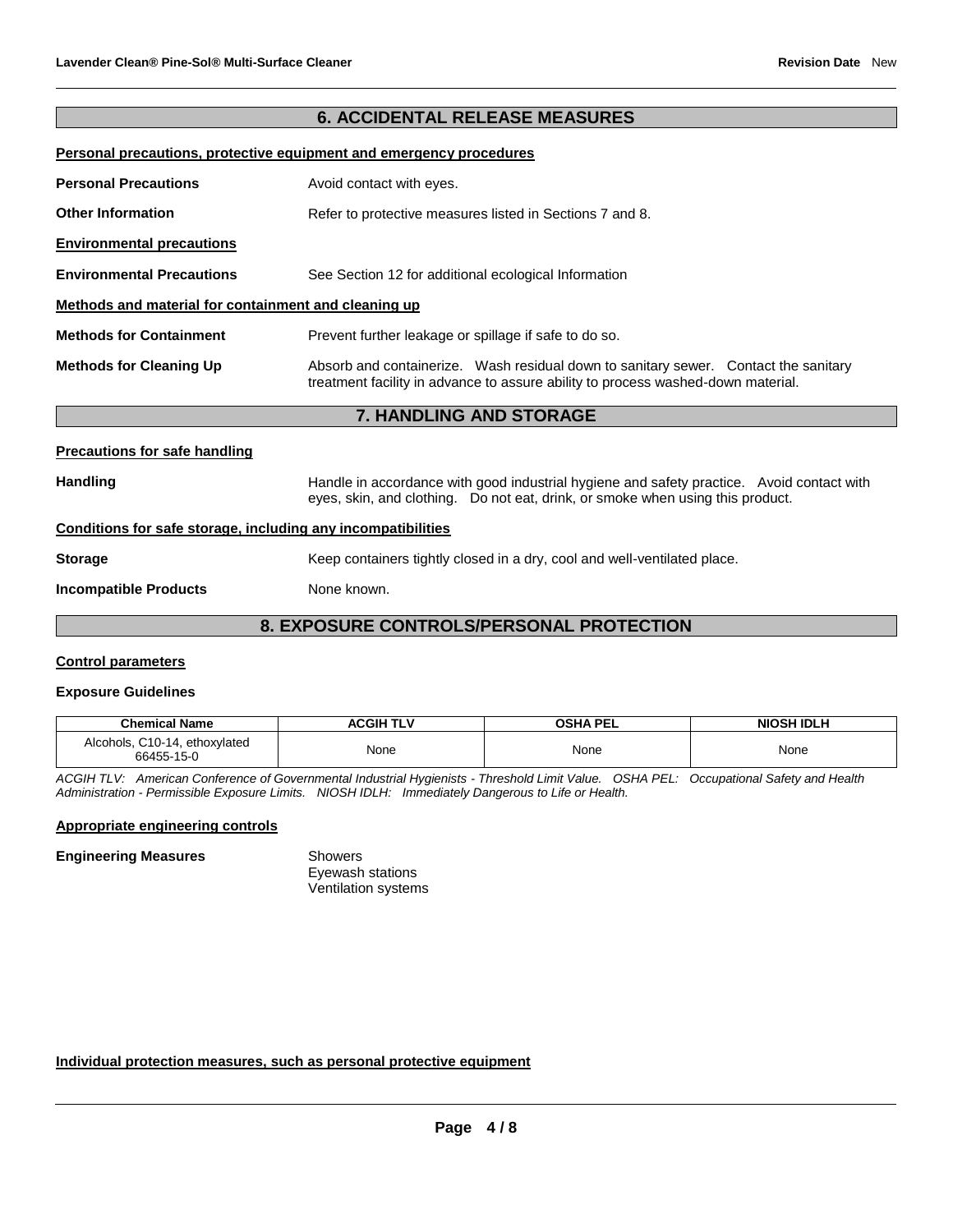## 6. ACCIDENTAL RELEASE MEASURES

**Personal precautions, protective equipment and emergency procedures**

**Personal Precautions** Avoid contact with eyes.

**Other Information** Refer to protective measures listed in Sections 7 and 8.

**Environmental precautions**

**Environmental Precautions** See Section 12 for additional ecological Information

**Methods and material for containment and cleaning up**

**Methods for Containment** Prevent further leakage or spillage if safe to do so.

**Methods for Cleaning Up** Absorb and containerize. Wash residual down to sanitary sewer. Contact the sanitary treatment facility in advance to assure ability to process washed-down material.

## 7. HANDLING AND STORAGE

**Precautions for safe handling**

**Handling** Handle in accordance with good industrial hygiene and safety practice. Avoid contact with eyes, skin, and clothing. Do not eat, drink, or smoke when using this product.

**Conditions for safe storage, including any incompatibilities**

**Storage** Keep containers tightly closed in a dry, cool and well-ventilated place.

**Incompatible Products** None known.

## 8. EXPOSURE CONTROLS/PERSONAL PROTECTION

**Control parameters**

**Exposure Guidelines**

| Chemical Name | ACGIH TLV | OSHA PEL | NIOSH IDLH |
|---|---|---|---|
| Alcohols, C10-14, ethoxylated 66455-15-0 | None | None | None |

*ACGIH TLV: American Conference of Governmental Industrial Hygienists - Threshold Limit Value. OSHA PEL: Occupational Safety and Health Administration - Permissible Exposure Limits. NIOSH IDLH: Immediately Dangerous to Life or Health.*

**Appropriate engineering controls**

**Engineering Measures**
Showers
Eyewash stations
Ventilation systems

**Individual protection measures, such as personal protective equipment**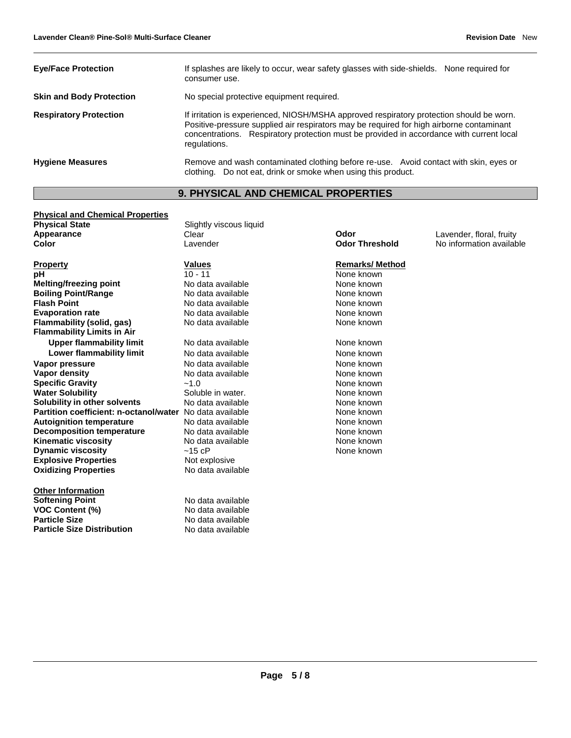| | |
|---|---|
| **Eye/Face Protection** | If splashes are likely to occur, wear safety glasses with side-shields. None required for consumer use. |
| **Skin and Body Protection** | No special protective equipment required. |
| **Respiratory Protection** | If irritation is experienced, NIOSH/MSHA approved respiratory protection should be worn. Positive-pressure supplied air respirators may be required for high airborne contaminant concentrations. Respiratory protection must be provided in accordance with current local regulations. |
| **Hygiene Measures** | Remove and wash contaminated clothing before re-use. Avoid contact with skin, eyes or clothing. Do not eat, drink or smoke when using this product. |

## 9. PHYSICAL AND CHEMICAL PROPERTIES

**Physical and Chemical Properties**

| | | | |
|---|---|---|---|
| **Physical State** | Slightly viscous liquid | | |
| **Appearance** | Clear | **Odor** | Lavender, floral, fruity |
| **Color** | Lavender | **Odor Threshold** | No information available |

| **Property** | **Values** | **Remarks/ Method** |
|---|---|---|
| **pH** | 10 - 11 | None known |
| **Melting/freezing point** | No data available | None known |
| **Boiling Point/Range** | No data available | None known |
| **Flash Point** | No data available | None known |
| **Evaporation rate** | No data available | None known |
| **Flammability (solid, gas)** | No data available | None known |
| **Flammability Limits in Air** | | |
| **Upper flammability limit** | No data available | None known |
| **Lower flammability limit** | No data available | None known |
| **Vapor pressure** | No data available | None known |
| **Vapor density** | No data available | None known |
| **Specific Gravity** | ~1.0 | None known |
| **Water Solubility** | Soluble in water. | None known |
| **Solubility in other solvents** | No data available | None known |
| **Partition coefficient: n-octanol/water** | No data available | None known |
| **Autoignition temperature** | No data available | None known |
| **Decomposition temperature** | No data available | None known |
| **Kinematic viscosity** | No data available | None known |
| **Dynamic viscosity** | ~15 cP | None known |
| **Explosive Properties** | Not explosive | |
| **Oxidizing Properties** | No data available | |

**Other Information**

| | |
|---|---|
| **Softening Point** | No data available |
| **VOC Content (%)** | No data available |
| **Particle Size** | No data available |
| **Particle Size Distribution** | No data available |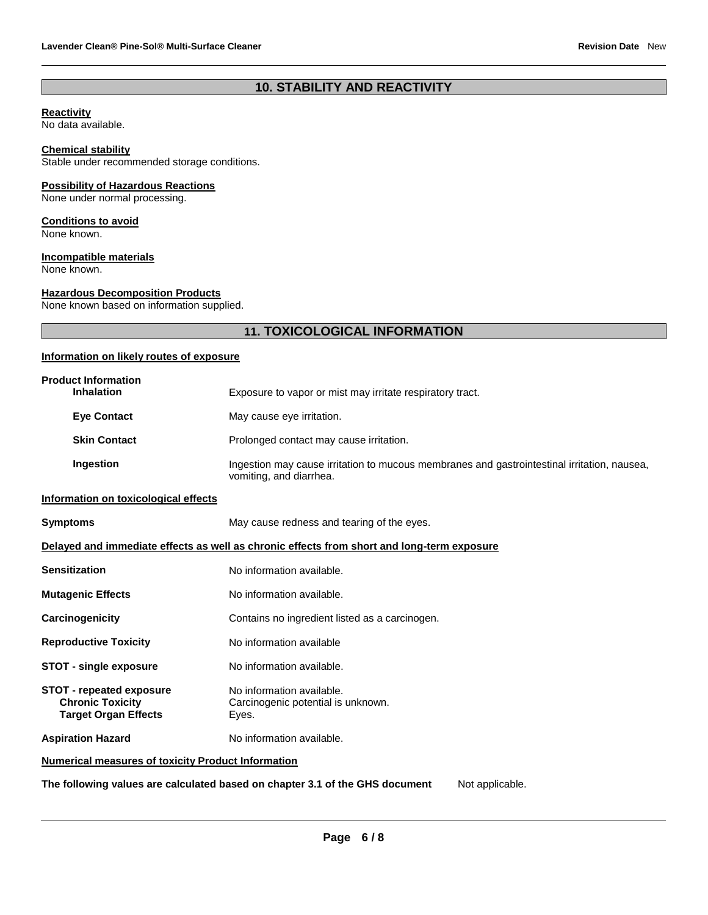## 10. STABILITY AND REACTIVITY

**Reactivity**
No data available.

**Chemical stability**
Stable under recommended storage conditions.

**Possibility of Hazardous Reactions**
None under normal processing.

**Conditions to avoid**
None known.

**Incompatible materials**
None known.

**Hazardous Decomposition Products**
None known based on information supplied.

## 11. TOXICOLOGICAL INFORMATION

**Information on likely routes of exposure**

**Product Information**

| | |
|---|---|
| **Inhalation** | Exposure to vapor or mist may irritate respiratory tract. |
| **Eye Contact** | May cause eye irritation. |
| **Skin Contact** | Prolonged contact may cause irritation. |
| **Ingestion** | Ingestion may cause irritation to mucous membranes and gastrointestinal irritation, nausea, vomiting, and diarrhea. |

**Information on toxicological effects**

| | |
|---|---|
| **Symptoms** | May cause redness and tearing of the eyes. |

**Delayed and immediate effects as well as chronic effects from short and long-term exposure**

| | |
|---|---|
| **Sensitization** | No information available. |
| **Mutagenic Effects** | No information available. |
| **Carcinogenicity** | Contains no ingredient listed as a carcinogen. |
| **Reproductive Toxicity** | No information available |
| **STOT - single exposure** | No information available. |
| **STOT - repeated exposure** | No information available. |
| **Chronic Toxicity** | Carcinogenic potential is unknown. |
| **Target Organ Effects** | Eyes. |
| **Aspiration Hazard** | No information available. |

**Numerical measures of toxicity Product Information**

**The following values are calculated based on chapter 3.1 of the GHS document** Not applicable.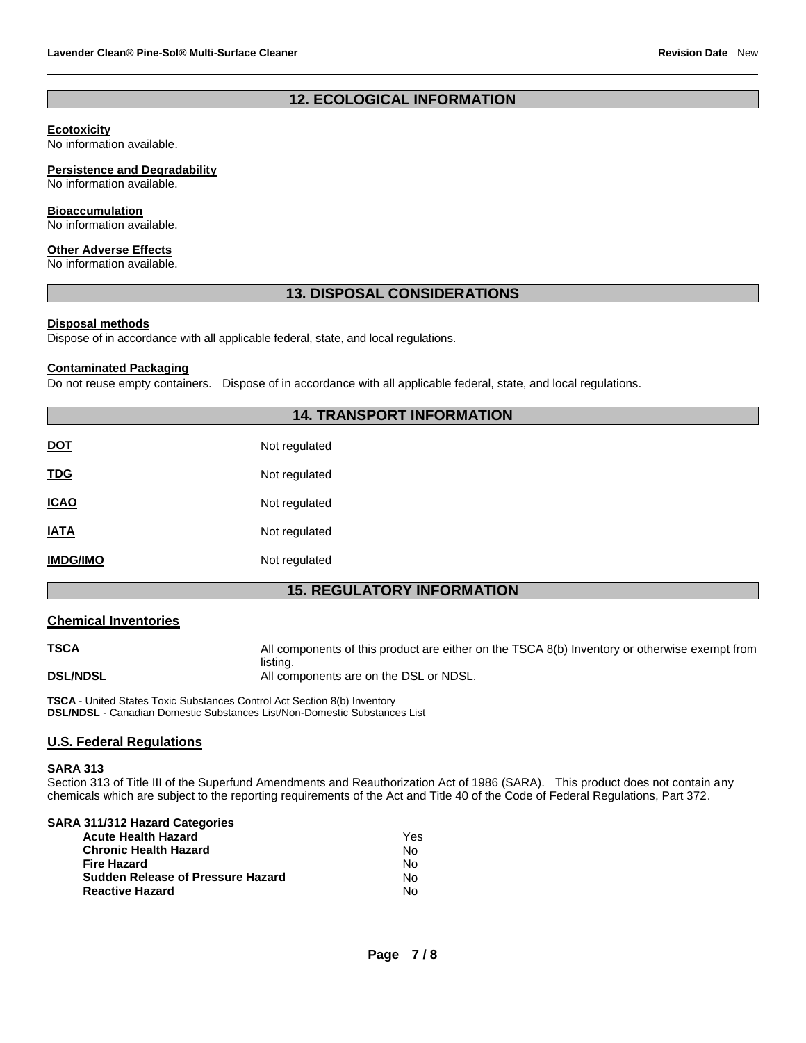## 12. ECOLOGICAL INFORMATION

**Ecotoxicity**
No information available.

**Persistence and Degradability**
No information available.

**Bioaccumulation**
No information available.

**Other Adverse Effects**
No information available.

## 13. DISPOSAL CONSIDERATIONS

**Disposal methods**
Dispose of in accordance with all applicable federal, state, and local regulations.

**Contaminated Packaging**
Do not reuse empty containers. Dispose of in accordance with all applicable federal, state, and local regulations.

## 14. TRANSPORT INFORMATION

| | |
|---|---|
| **DOT** | Not regulated |
| **TDG** | Not regulated |
| **ICAO** | Not regulated |
| **IATA** | Not regulated |
| **IMDG/IMO** | Not regulated |

## 15. REGULATORY INFORMATION

### Chemical Inventories

| | |
|---|---|
| **TSCA** | All components of this product are either on the TSCA 8(b) Inventory or otherwise exempt from listing. |
| **DSL/NDSL** | All components are on the DSL or NDSL. |

**TSCA** - United States Toxic Substances Control Act Section 8(b) Inventory
**DSL/NDSL** - Canadian Domestic Substances List/Non-Domestic Substances List

### U.S. Federal Regulations

**SARA 313**
Section 313 of Title III of the Superfund Amendments and Reauthorization Act of 1986 (SARA). This product does not contain any chemicals which are subject to the reporting requirements of the Act and Title 40 of the Code of Federal Regulations, Part 372.

**SARA 311/312 Hazard Categories**

| | |
|---|---|
| **Acute Health Hazard** | Yes |
| **Chronic Health Hazard** | No |
| **Fire Hazard** | No |
| **Sudden Release of Pressure Hazard** | No |
| **Reactive Hazard** | No |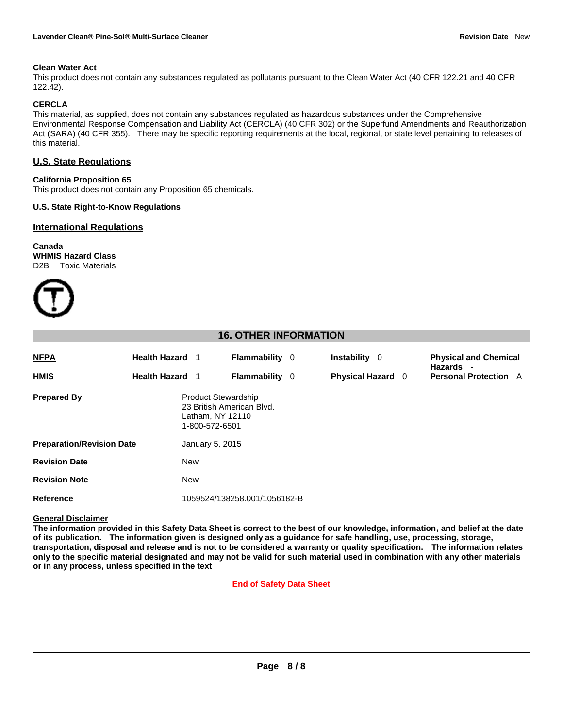**Clean Water Act**

This product does not contain any substances regulated as pollutants pursuant to the Clean Water Act (40 CFR 122.21 and 40 CFR 122.42).

**CERCLA**

This material, as supplied, does not contain any substances regulated as hazardous substances under the Comprehensive Environmental Response Compensation and Liability Act (CERCLA) (40 CFR 302) or the Superfund Amendments and Reauthorization Act (SARA) (40 CFR 355). There may be specific reporting requirements at the local, regional, or state level pertaining to releases of this material.

## U.S. State Regulations

**California Proposition 65**

This product does not contain any Proposition 65 chemicals.

**U.S. State Right-to-Know Regulations**

## International Regulations

**Canada**

**WHMIS Hazard Class**

D2B Toxic Materials

## 16. OTHER INFORMATION

| | | | | |
|---|---|---|---|---|
| **NFPA** | **Health Hazard** 1 | **Flammability** 0 | **Instability** 0 | **Physical and Chemical Hazards** - |
| **HMIS** | **Health Hazard** 1 | **Flammability** 0 | **Physical Hazard** 0 | **Personal Protection** A |

**Prepared By**
Product Stewardship
23 British American Blvd.
Latham, NY 12110
1-800-572-6501

**Preparation/Revision Date** January 5, 2015

**Revision Date** New

**Revision Note** New

**Reference** 1059524/138258.001/1056182-B

**General Disclaimer**

**The information provided in this Safety Data Sheet is correct to the best of our knowledge, information, and belief at the date of its publication. The information given is designed only as a guidance for safe handling, use, processing, storage, transportation, disposal and release and is not to be considered a warranty or quality specification. The information relates only to the specific material designated and may not be valid for such material used in combination with any other materials or in any process, unless specified in the text**

**End of Safety Data Sheet**